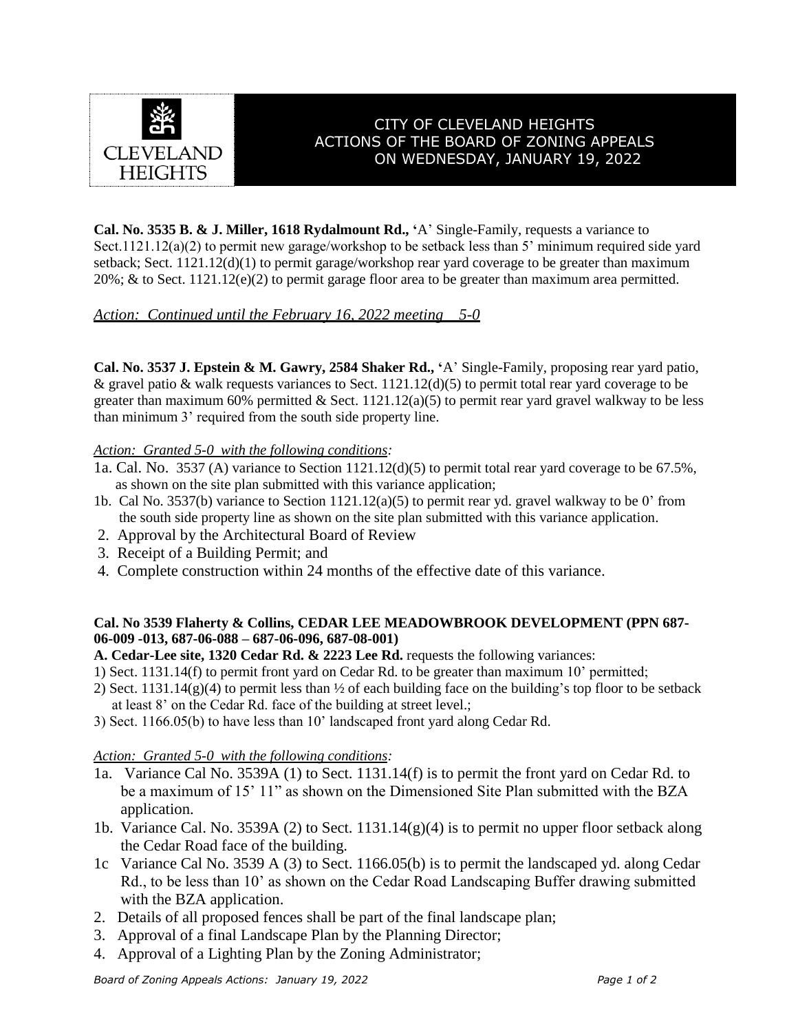# CITY OF CLEVELAND HEIGHTS
## ACTIONS OF THE BOARD OF ZONING APPEALS ON WEDNESDAY, JANUARY 19, 2022

**Cal. No. 3535 B. & J. Miller, 1618 Rydalmount Rd., '**A' Single-Family, requests a variance to Sect.1121.12(a)(2) to permit new garage/workshop to be setback less than 5' minimum required side yard setback; Sect. 1121.12(d)(1) to permit garage/workshop rear yard coverage to be greater than maximum 20%; & to Sect. 1121.12(e)(2) to permit garage floor area to be greater than maximum area permitted.

*Action: Continued until the February 16, 2022 meeting 5-0*

**Cal. No. 3537 J. Epstein & M. Gawry, 2584 Shaker Rd., '**A' Single-Family, proposing rear yard patio, & gravel patio & walk requests variances to Sect. 1121.12(d)(5) to permit total rear yard coverage to be greater than maximum 60% permitted & Sect. 1121.12(a)(5) to permit rear yard gravel walkway to be less than minimum 3' required from the south side property line.

*Action: Granted 5-0 with the following conditions:*

1a. Cal. No. 3537 (A) variance to Section 1121.12(d)(5) to permit total rear yard coverage to be 67.5%, as shown on the site plan submitted with this variance application;
1b. Cal No. 3537(b) variance to Section 1121.12(a)(5) to permit rear yd. gravel walkway to be 0' from the south side property line as shown on the site plan submitted with this variance application.
2. Approval by the Architectural Board of Review
3. Receipt of a Building Permit; and
4. Complete construction within 24 months of the effective date of this variance.

**Cal. No 3539 Flaherty & Collins, CEDAR LEE MEADOWBROOK DEVELOPMENT (PPN 687-06-009 -013, 687-06-088 – 687-06-096, 687-08-001)**

**A. Cedar-Lee site, 1320 Cedar Rd. & 2223 Lee Rd.** requests the following variances:

1) Sect. 1131.14(f) to permit front yard on Cedar Rd. to be greater than maximum 10' permitted;
2) Sect. 1131.14(g)(4) to permit less than ½ of each building face on the building's top floor to be setback at least 8' on the Cedar Rd. face of the building at street level.;
3) Sect. 1166.05(b) to have less than 10' landscaped front yard along Cedar Rd.

*Action: Granted 5-0 with the following conditions:*

1a. Variance Cal No. 3539A (1) to Sect. 1131.14(f) is to permit the front yard on Cedar Rd. to be a maximum of 15' 11" as shown on the Dimensioned Site Plan submitted with the BZA application.
1b. Variance Cal. No. 3539A (2) to Sect. 1131.14(g)(4) is to permit no upper floor setback along the Cedar Road face of the building.
1c Variance Cal No. 3539 A (3) to Sect. 1166.05(b) is to permit the landscaped yd. along Cedar Rd., to be less than 10' as shown on the Cedar Road Landscaping Buffer drawing submitted with the BZA application.
2. Details of all proposed fences shall be part of the final landscape plan;
3. Approval of a final Landscape Plan by the Planning Director;
4. Approval of a Lighting Plan by the Zoning Administrator;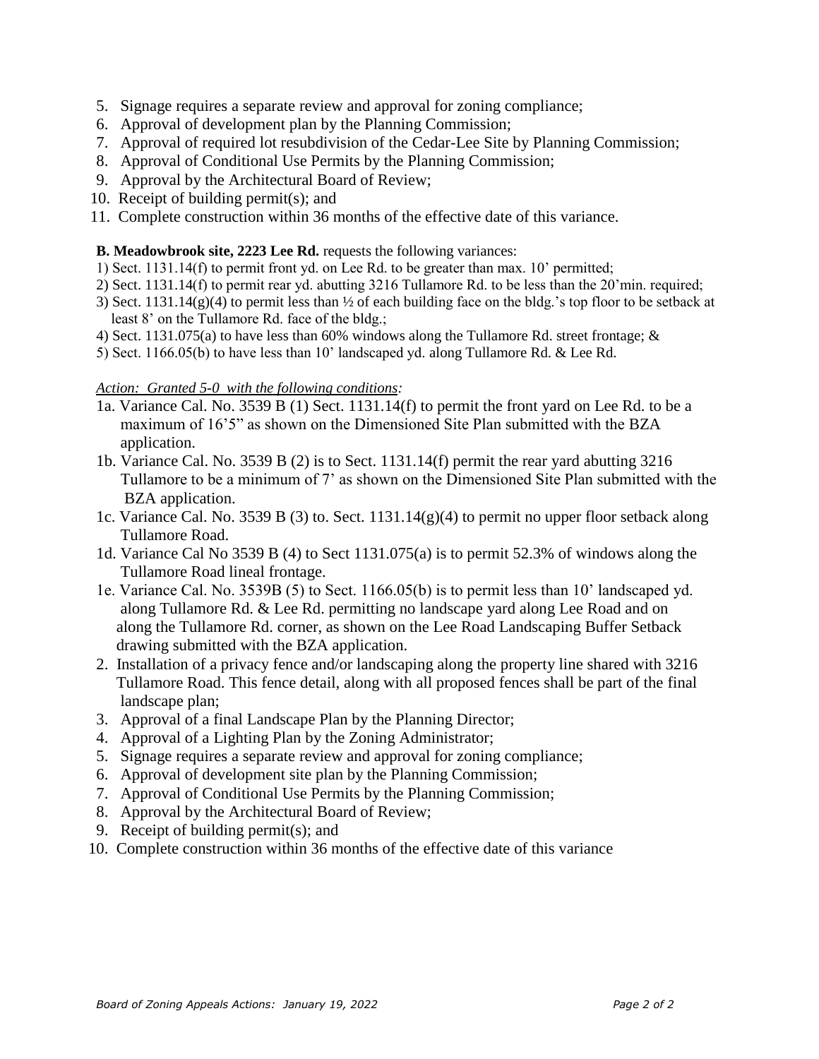5. Signage requires a separate review and approval for zoning compliance;
6. Approval of development plan by the Planning Commission;
7. Approval of required lot resubdivision of the Cedar-Lee Site by Planning Commission;
8. Approval of Conditional Use Permits by the Planning Commission;
9. Approval by the Architectural Board of Review;
10. Receipt of building permit(s); and
11. Complete construction within 36 months of the effective date of this variance.

**B. Meadowbrook site, 2223 Lee Rd.** requests the following variances:

1) Sect. 1131.14(f) to permit front yd. on Lee Rd. to be greater than max. 10' permitted;
2) Sect. 1131.14(f) to permit rear yd. abutting 3216 Tullamore Rd. to be less than the 20'min. required;
3) Sect. 1131.14(g)(4) to permit less than ½ of each building face on the bldg.'s top floor to be setback at least 8' on the Tullamore Rd. face of the bldg.;
4) Sect. 1131.075(a) to have less than 60% windows along the Tullamore Rd. street frontage; &
5) Sect. 1166.05(b) to have less than 10' landscaped yd. along Tullamore Rd. & Lee Rd.

*Action: Granted 5-0 with the following conditions:*

1a. Variance Cal. No. 3539 B (1) Sect. 1131.14(f) to permit the front yard on Lee Rd. to be a maximum of 16'5" as shown on the Dimensioned Site Plan submitted with the BZA application.

1b. Variance Cal. No. 3539 B (2) is to Sect. 1131.14(f) permit the rear yard abutting 3216 Tullamore to be a minimum of 7' as shown on the Dimensioned Site Plan submitted with the BZA application.

1c. Variance Cal. No. 3539 B (3) to. Sect. 1131.14(g)(4) to permit no upper floor setback along Tullamore Road.

1d. Variance Cal No 3539 B (4) to Sect 1131.075(a) is to permit 52.3% of windows along the Tullamore Road lineal frontage.

1e. Variance Cal. No. 3539B (5) to Sect. 1166.05(b) is to permit less than 10' landscaped yd. along Tullamore Rd. & Lee Rd. permitting no landscape yard along Lee Road and on along the Tullamore Rd. corner, as shown on the Lee Road Landscaping Buffer Setback drawing submitted with the BZA application.

2. Installation of a privacy fence and/or landscaping along the property line shared with 3216 Tullamore Road. This fence detail, along with all proposed fences shall be part of the final landscape plan;
3. Approval of a final Landscape Plan by the Planning Director;
4. Approval of a Lighting Plan by the Zoning Administrator;
5. Signage requires a separate review and approval for zoning compliance;
6. Approval of development site plan by the Planning Commission;
7. Approval of Conditional Use Permits by the Planning Commission;
8. Approval by the Architectural Board of Review;
9. Receipt of building permit(s); and
10. Complete construction within 36 months of the effective date of this variance